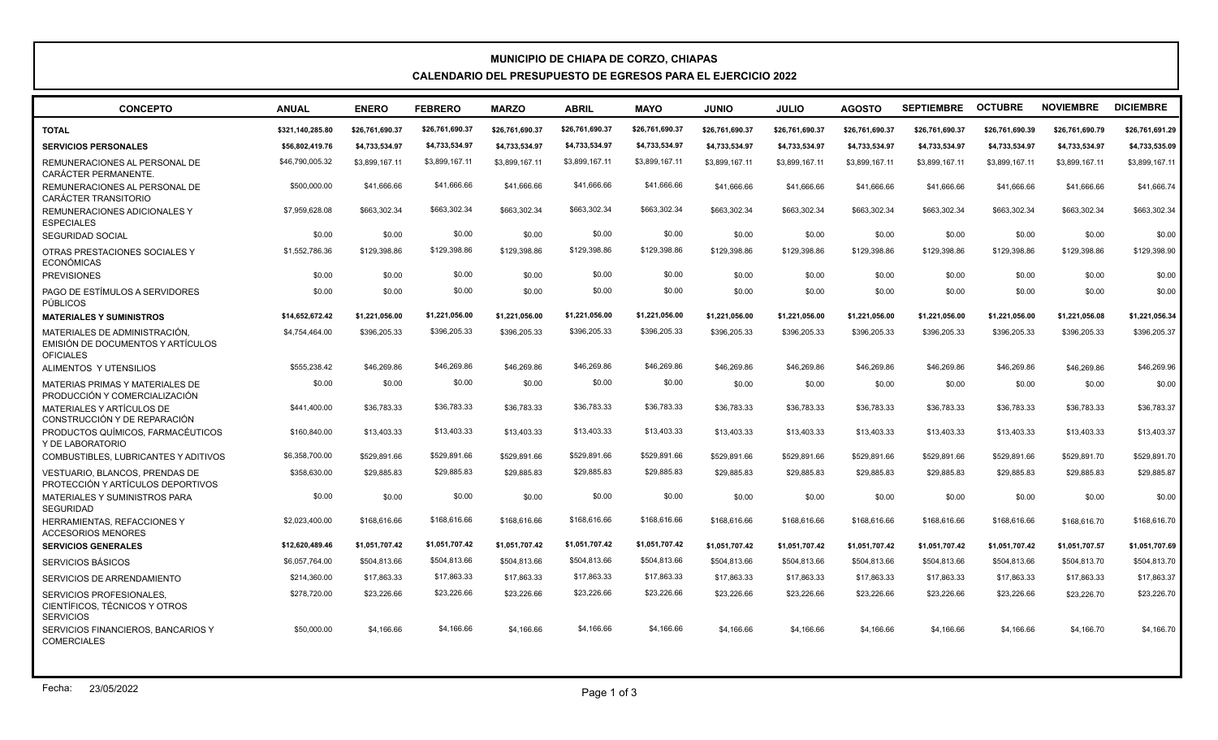# MUNICIPIO DE CHIAPA DE CORZO, CHIAPAS

## CALENDARIO DEL PRESUPUESTO DE EGRESOS PARA EL EJERCICIO 2022

| CONCEPTO | ANUAL | ENERO | FEBRERO | MARZO | ABRIL | MAYO | JUNIO | JULIO | AGOSTO | SEPTIEMBRE | OCTUBRE | NOVIEMBRE | DICIEMBRE |
|---|---|---|---|---|---|---|---|---|---|---|---|---|---|
| **TOTAL** | **$321,140,285.80** | **$26,761,690.37** | **$26,761,690.37** | **$26,761,690.37** | **$26,761,690.37** | **$26,761,690.37** | **$26,761,690.37** | **$26,761,690.37** | **$26,761,690.37** | **$26,761,690.37** | **$26,761,690.39** | **$26,761,690.79** | **$26,761,691.29** |
| **SERVICIOS PERSONALES** | **$56,802,419.76** | **$4,733,534.97** | **$4,733,534.97** | **$4,733,534.97** | **$4,733,534.97** | **$4,733,534.97** | **$4,733,534.97** | **$4,733,534.97** | **$4,733,534.97** | **$4,733,534.97** | **$4,733,534.97** | **$4,733,534.97** | **$4,733,535.09** |
| REMUNERACIONES AL PERSONAL DE CARÁCTER PERMANENTE. | $46,790,005.32 | $3,899,167.11 | $3,899,167.11 | $3,899,167.11 | $3,899,167.11 | $3,899,167.11 | $3,899,167.11 | $3,899,167.11 | $3,899,167.11 | $3,899,167.11 | $3,899,167.11 | $3,899,167.11 | $3,899,167.11 |
| REMUNERACIONES AL PERSONAL DE CARÁCTER TRANSITORIO | $500,000.00 | $41,666.66 | $41,666.66 | $41,666.66 | $41,666.66 | $41,666.66 | $41,666.66 | $41,666.66 | $41,666.66 | $41,666.66 | $41,666.66 | $41,666.66 | $41,666.74 |
| REMUNERACIONES ADICIONALES Y ESPECIALES | $7,959,628.08 | $663,302.34 | $663,302.34 | $663,302.34 | $663,302.34 | $663,302.34 | $663,302.34 | $663,302.34 | $663,302.34 | $663,302.34 | $663,302.34 | $663,302.34 | $663,302.34 |
| SEGURIDAD SOCIAL | $0.00 | $0.00 | $0.00 | $0.00 | $0.00 | $0.00 | $0.00 | $0.00 | $0.00 | $0.00 | $0.00 | $0.00 | $0.00 |
| OTRAS PRESTACIONES SOCIALES Y ECONÓMICAS | $1,552,786.36 | $129,398.86 | $129,398.86 | $129,398.86 | $129,398.86 | $129,398.86 | $129,398.86 | $129,398.86 | $129,398.86 | $129,398.86 | $129,398.86 | $129,398.86 | $129,398.90 |
| PREVISIONES | $0.00 | $0.00 | $0.00 | $0.00 | $0.00 | $0.00 | $0.00 | $0.00 | $0.00 | $0.00 | $0.00 | $0.00 | $0.00 |
| PAGO DE ESTÍMULOS A SERVIDORES PÚBLICOS | $0.00 | $0.00 | $0.00 | $0.00 | $0.00 | $0.00 | $0.00 | $0.00 | $0.00 | $0.00 | $0.00 | $0.00 | $0.00 |
| **MATERIALES Y SUMINISTROS** | **$14,652,672.42** | **$1,221,056.00** | **$1,221,056.00** | **$1,221,056.00** | **$1,221,056.00** | **$1,221,056.00** | **$1,221,056.00** | **$1,221,056.00** | **$1,221,056.00** | **$1,221,056.00** | **$1,221,056.00** | **$1,221,056.08** | **$1,221,056.34** |
| MATERIALES DE ADMINISTRACIÓN, EMISIÓN DE DOCUMENTOS Y ARTÍCULOS OFICIALES | $4,754,464.00 | $396,205.33 | $396,205.33 | $396,205.33 | $396,205.33 | $396,205.33 | $396,205.33 | $396,205.33 | $396,205.33 | $396,205.33 | $396,205.33 | $396,205.33 | $396,205.37 |
| ALIMENTOS Y UTENSILIOS | $555,238.42 | $46,269.86 | $46,269.86 | $46,269.86 | $46,269.86 | $46,269.86 | $46,269.86 | $46,269.86 | $46,269.86 | $46,269.86 | $46,269.86 | $46,269.86 | $46,269.96 |
| MATERIAS PRIMAS Y MATERIALES DE PRODUCCIÓN Y COMERCIALIZACIÓN | $0.00 | $0.00 | $0.00 | $0.00 | $0.00 | $0.00 | $0.00 | $0.00 | $0.00 | $0.00 | $0.00 | $0.00 | $0.00 |
| MATERIALES Y ARTÍCULOS DE CONSTRUCCIÓN Y DE REPARACIÓN | $441,400.00 | $36,783.33 | $36,783.33 | $36,783.33 | $36,783.33 | $36,783.33 | $36,783.33 | $36,783.33 | $36,783.33 | $36,783.33 | $36,783.33 | $36,783.33 | $36,783.37 |
| PRODUCTOS QUÍMICOS, FARMACÉUTICOS Y DE LABORATORIO | $160,840.00 | $13,403.33 | $13,403.33 | $13,403.33 | $13,403.33 | $13,403.33 | $13,403.33 | $13,403.33 | $13,403.33 | $13,403.33 | $13,403.33 | $13,403.33 | $13,403.37 |
| COMBUSTIBLES, LUBRICANTES Y ADITIVOS | $6,358,700.00 | $529,891.66 | $529,891.66 | $529,891.66 | $529,891.66 | $529,891.66 | $529,891.66 | $529,891.66 | $529,891.66 | $529,891.66 | $529,891.66 | $529,891.70 | $529,891.70 |
| VESTUARIO, BLANCOS, PRENDAS DE PROTECCIÓN Y ARTÍCULOS DEPORTIVOS | $358,630.00 | $29,885.83 | $29,885.83 | $29,885.83 | $29,885.83 | $29,885.83 | $29,885.83 | $29,885.83 | $29,885.83 | $29,885.83 | $29,885.83 | $29,885.83 | $29,885.87 |
| MATERIALES Y SUMINISTROS PARA SEGURIDAD | $0.00 | $0.00 | $0.00 | $0.00 | $0.00 | $0.00 | $0.00 | $0.00 | $0.00 | $0.00 | $0.00 | $0.00 | $0.00 |
| HERRAMIENTAS, REFACCIONES Y ACCESORIOS MENORES | $2,023,400.00 | $168,616.66 | $168,616.66 | $168,616.66 | $168,616.66 | $168,616.66 | $168,616.66 | $168,616.66 | $168,616.66 | $168,616.66 | $168,616.66 | $168,616.70 | $168,616.70 |
| **SERVICIOS GENERALES** | **$12,620,489.46** | **$1,051,707.42** | **$1,051,707.42** | **$1,051,707.42** | **$1,051,707.42** | **$1,051,707.42** | **$1,051,707.42** | **$1,051,707.42** | **$1,051,707.42** | **$1,051,707.42** | **$1,051,707.42** | **$1,051,707.57** | **$1,051,707.69** |
| SERVICIOS BÁSICOS | $6,057,764.00 | $504,813.66 | $504,813.66 | $504,813.66 | $504,813.66 | $504,813.66 | $504,813.66 | $504,813.66 | $504,813.66 | $504,813.66 | $504,813.66 | $504,813.70 | $504,813.70 |
| SERVICIOS DE ARRENDAMIENTO | $214,360.00 | $17,863.33 | $17,863.33 | $17,863.33 | $17,863.33 | $17,863.33 | $17,863.33 | $17,863.33 | $17,863.33 | $17,863.33 | $17,863.33 | $17,863.33 | $17,863.37 |
| SERVICIOS PROFESIONALES, CIENTÍFICOS, TÉCNICOS Y OTROS SERVICIOS | $278,720.00 | $23,226.66 | $23,226.66 | $23,226.66 | $23,226.66 | $23,226.66 | $23,226.66 | $23,226.66 | $23,226.66 | $23,226.66 | $23,226.66 | $23,226.70 | $23,226.70 |
| SERVICIOS FINANCIEROS, BANCARIOS Y COMERCIALES | $50,000.00 | $4,166.66 | $4,166.66 | $4,166.66 | $4,166.66 | $4,166.66 | $4,166.66 | $4,166.66 | $4,166.66 | $4,166.66 | $4,166.66 | $4,166.70 | $4,166.70 |

Fecha: 23/05/2022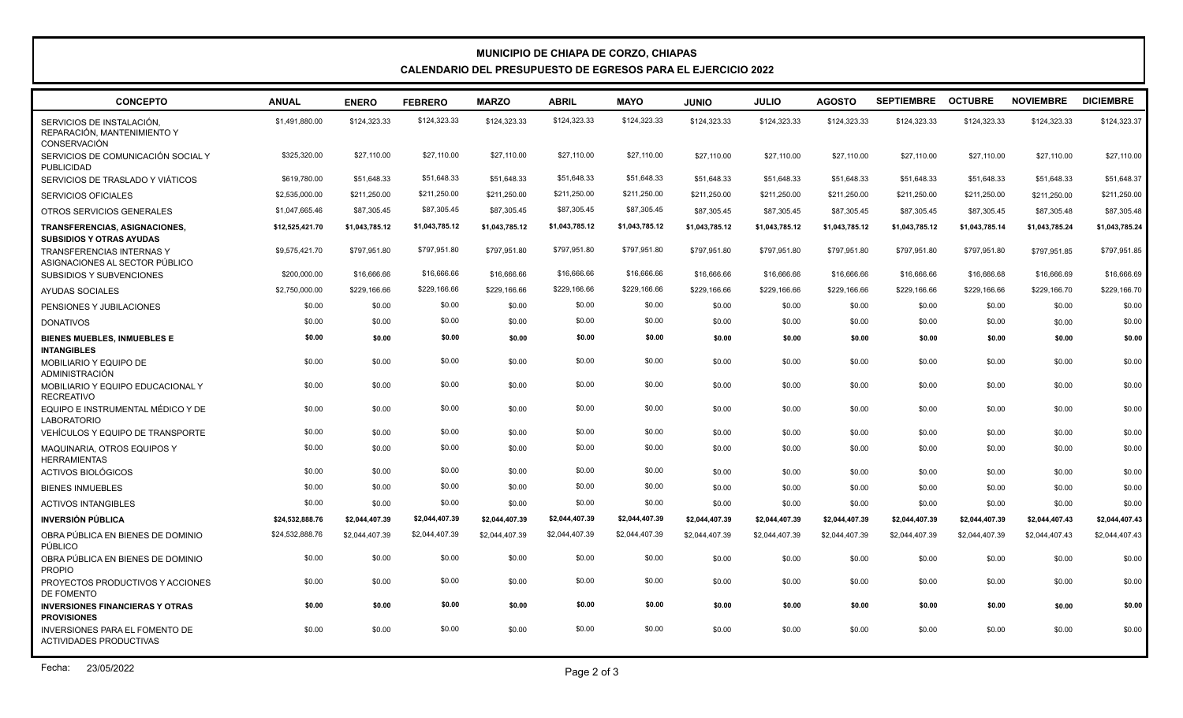# MUNICIPIO DE CHIAPA DE CORZO, CHIAPAS

## CALENDARIO DEL PRESUPUESTO DE EGRESOS PARA EL EJERCICIO 2022

| CONCEPTO | ANUAL | ENERO | FEBRERO | MARZO | ABRIL | MAYO | JUNIO | JULIO | AGOSTO | SEPTIEMBRE | OCTUBRE | NOVIEMBRE | DICIEMBRE |
|---|---|---|---|---|---|---|---|---|---|---|---|---|---|
| SERVICIOS DE INSTALACIÓN, REPARACIÓN, MANTENIMIENTO Y CONSERVACIÓN | $1,491,880.00 | $124,323.33 | $124,323.33 | $124,323.33 | $124,323.33 | $124,323.33 | $124,323.33 | $124,323.33 | $124,323.33 | $124,323.33 | $124,323.33 | $124,323.33 | $124,323.37 |
| SERVICIOS DE COMUNICACIÓN SOCIAL Y PUBLICIDAD | $325,320.00 | $27,110.00 | $27,110.00 | $27,110.00 | $27,110.00 | $27,110.00 | $27,110.00 | $27,110.00 | $27,110.00 | $27,110.00 | $27,110.00 | $27,110.00 | $27,110.00 |
| SERVICIOS DE TRASLADO Y VIÁTICOS | $619,780.00 | $51,648.33 | $51,648.33 | $51,648.33 | $51,648.33 | $51,648.33 | $51,648.33 | $51,648.33 | $51,648.33 | $51,648.33 | $51,648.33 | $51,648.33 | $51,648.37 |
| SERVICIOS OFICIALES | $2,535,000.00 | $211,250.00 | $211,250.00 | $211,250.00 | $211,250.00 | $211,250.00 | $211,250.00 | $211,250.00 | $211,250.00 | $211,250.00 | $211,250.00 | $211,250.00 | $211,250.00 |
| OTROS SERVICIOS GENERALES | $1,047,665.46 | $87,305.45 | $87,305.45 | $87,305.45 | $87,305.45 | $87,305.45 | $87,305.45 | $87,305.45 | $87,305.45 | $87,305.45 | $87,305.45 | $87,305.48 | $87,305.48 |
| **TRANSFERENCIAS, ASIGNACIONES, SUBSIDIOS Y OTRAS AYUDAS** | **$12,525,421.70** | **$1,043,785.12** | **$1,043,785.12** | **$1,043,785.12** | **$1,043,785.12** | **$1,043,785.12** | **$1,043,785.12** | **$1,043,785.12** | **$1,043,785.12** | **$1,043,785.12** | **$1,043,785.14** | **$1,043,785.24** | **$1,043,785.24** |
| TRANSFERENCIAS INTERNAS Y ASIGNACIONES AL SECTOR PÚBLICO | $9,575,421.70 | $797,951.80 | $797,951.80 | $797,951.80 | $797,951.80 | $797,951.80 | $797,951.80 | $797,951.80 | $797,951.80 | $797,951.80 | $797,951.80 | $797,951.85 | $797,951.85 |
| SUBSIDIOS Y SUBVENCIONES | $200,000.00 | $16,666.66 | $16,666.66 | $16,666.66 | $16,666.66 | $16,666.66 | $16,666.66 | $16,666.66 | $16,666.66 | $16,666.66 | $16,666.68 | $16,666.69 | $16,666.69 |
| AYUDAS SOCIALES | $2,750,000.00 | $229,166.66 | $229,166.66 | $229,166.66 | $229,166.66 | $229,166.66 | $229,166.66 | $229,166.66 | $229,166.66 | $229,166.66 | $229,166.66 | $229,166.70 | $229,166.70 |
| PENSIONES Y JUBILACIONES | $0.00 | $0.00 | $0.00 | $0.00 | $0.00 | $0.00 | $0.00 | $0.00 | $0.00 | $0.00 | $0.00 | $0.00 | $0.00 |
| DONATIVOS | $0.00 | $0.00 | $0.00 | $0.00 | $0.00 | $0.00 | $0.00 | $0.00 | $0.00 | $0.00 | $0.00 | $0.00 | $0.00 |
| **BIENES MUEBLES, INMUEBLES E INTANGIBLES** | **$0.00** | **$0.00** | **$0.00** | **$0.00** | **$0.00** | **$0.00** | **$0.00** | **$0.00** | **$0.00** | **$0.00** | **$0.00** | **$0.00** | **$0.00** |
| MOBILIARIO Y EQUIPO DE ADMINISTRACIÓN | $0.00 | $0.00 | $0.00 | $0.00 | $0.00 | $0.00 | $0.00 | $0.00 | $0.00 | $0.00 | $0.00 | $0.00 | $0.00 |
| MOBILIARIO Y EQUIPO EDUCACIONAL Y RECREATIVO | $0.00 | $0.00 | $0.00 | $0.00 | $0.00 | $0.00 | $0.00 | $0.00 | $0.00 | $0.00 | $0.00 | $0.00 | $0.00 |
| EQUIPO E INSTRUMENTAL MÉDICO Y DE LABORATORIO | $0.00 | $0.00 | $0.00 | $0.00 | $0.00 | $0.00 | $0.00 | $0.00 | $0.00 | $0.00 | $0.00 | $0.00 | $0.00 |
| VEHÍCULOS Y EQUIPO DE TRANSPORTE | $0.00 | $0.00 | $0.00 | $0.00 | $0.00 | $0.00 | $0.00 | $0.00 | $0.00 | $0.00 | $0.00 | $0.00 | $0.00 |
| MAQUINARIA, OTROS EQUIPOS Y HERRAMIENTAS | $0.00 | $0.00 | $0.00 | $0.00 | $0.00 | $0.00 | $0.00 | $0.00 | $0.00 | $0.00 | $0.00 | $0.00 | $0.00 |
| ACTIVOS BIOLÓGICOS | $0.00 | $0.00 | $0.00 | $0.00 | $0.00 | $0.00 | $0.00 | $0.00 | $0.00 | $0.00 | $0.00 | $0.00 | $0.00 |
| BIENES INMUEBLES | $0.00 | $0.00 | $0.00 | $0.00 | $0.00 | $0.00 | $0.00 | $0.00 | $0.00 | $0.00 | $0.00 | $0.00 | $0.00 |
| ACTIVOS INTANGIBLES | $0.00 | $0.00 | $0.00 | $0.00 | $0.00 | $0.00 | $0.00 | $0.00 | $0.00 | $0.00 | $0.00 | $0.00 | $0.00 |
| **INVERSIÓN PÚBLICA** | **$24,532,888.76** | **$2,044,407.39** | **$2,044,407.39** | **$2,044,407.39** | **$2,044,407.39** | **$2,044,407.39** | **$2,044,407.39** | **$2,044,407.39** | **$2,044,407.39** | **$2,044,407.39** | **$2,044,407.39** | **$2,044,407.43** | **$2,044,407.43** |
| OBRA PÚBLICA EN BIENES DE DOMINIO PÚBLICO | $24,532,888.76 | $2,044,407.39 | $2,044,407.39 | $2,044,407.39 | $2,044,407.39 | $2,044,407.39 | $2,044,407.39 | $2,044,407.39 | $2,044,407.39 | $2,044,407.39 | $2,044,407.39 | $2,044,407.43 | $2,044,407.43 |
| OBRA PÚBLICA EN BIENES DE DOMINIO PROPIO | $0.00 | $0.00 | $0.00 | $0.00 | $0.00 | $0.00 | $0.00 | $0.00 | $0.00 | $0.00 | $0.00 | $0.00 | $0.00 |
| PROYECTOS PRODUCTIVOS Y ACCIONES DE FOMENTO | $0.00 | $0.00 | $0.00 | $0.00 | $0.00 | $0.00 | $0.00 | $0.00 | $0.00 | $0.00 | $0.00 | $0.00 | $0.00 |
| **INVERSIONES FINANCIERAS Y OTRAS PROVISIONES** | **$0.00** | **$0.00** | **$0.00** | **$0.00** | **$0.00** | **$0.00** | **$0.00** | **$0.00** | **$0.00** | **$0.00** | **$0.00** | **$0.00** | **$0.00** |
| INVERSIONES PARA EL FOMENTO DE ACTIVIDADES PRODUCTIVAS | $0.00 | $0.00 | $0.00 | $0.00 | $0.00 | $0.00 | $0.00 | $0.00 | $0.00 | $0.00 | $0.00 | $0.00 | $0.00 |

Fecha: 23/05/2022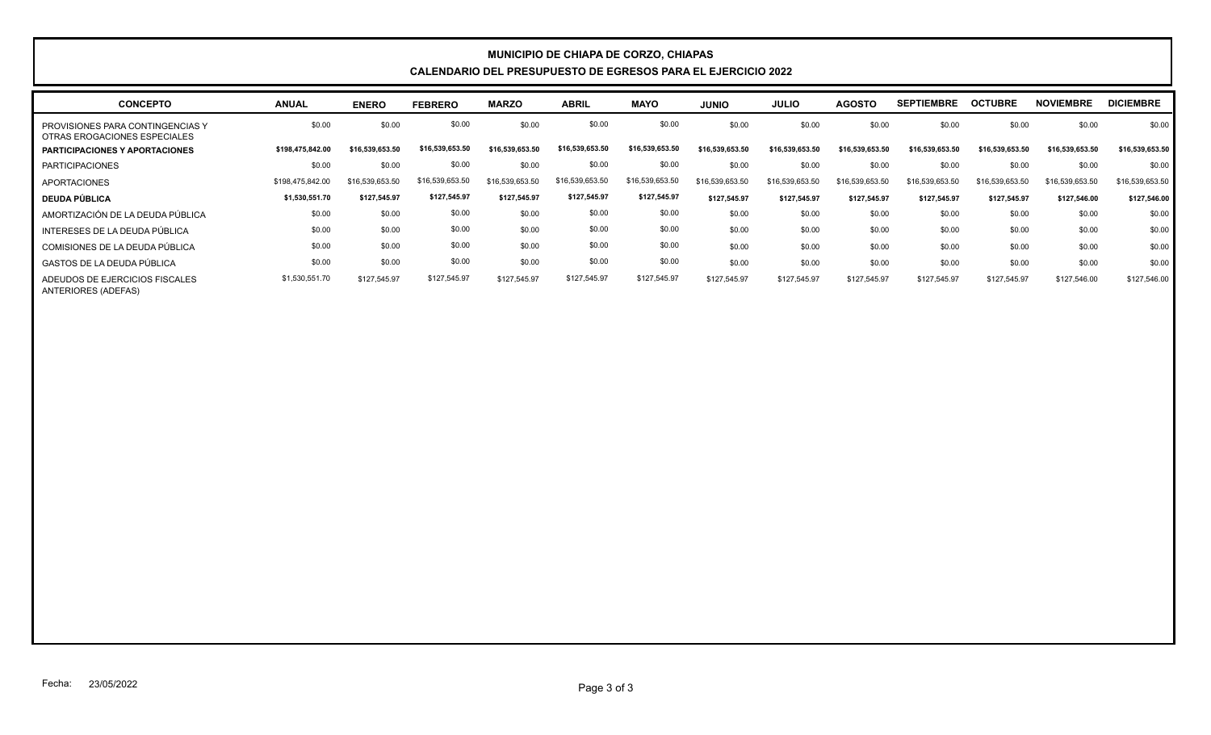# MUNICIPIO DE CHIAPA DE CORZO, CHIAPAS

## CALENDARIO DEL PRESUPUESTO DE EGRESOS PARA EL EJERCICIO 2022

| CONCEPTO | ANUAL | ENERO | FEBRERO | MARZO | ABRIL | MAYO | JUNIO | JULIO | AGOSTO | SEPTIEMBRE | OCTUBRE | NOVIEMBRE | DICIEMBRE |
|---|---|---|---|---|---|---|---|---|---|---|---|---|---|
| PROVISIONES PARA CONTINGENCIAS Y OTRAS EROGACIONES ESPECIALES | $0.00 | $0.00 | $0.00 | $0.00 | $0.00 | $0.00 | $0.00 | $0.00 | $0.00 | $0.00 | $0.00 | $0.00 | $0.00 |
| **PARTICIPACIONES Y APORTACIONES** | **$198,475,842.00** | **$16,539,653.50** | **$16,539,653.50** | **$16,539,653.50** | **$16,539,653.50** | **$16,539,653.50** | **$16,539,653.50** | **$16,539,653.50** | **$16,539,653.50** | **$16,539,653.50** | **$16,539,653.50** | **$16,539,653.50** | **$16,539,653.50** |
| PARTICIPACIONES | $0.00 | $0.00 | $0.00 | $0.00 | $0.00 | $0.00 | $0.00 | $0.00 | $0.00 | $0.00 | $0.00 | $0.00 | $0.00 |
| APORTACIONES | $198,475,842.00 | $16,539,653.50 | $16,539,653.50 | $16,539,653.50 | $16,539,653.50 | $16,539,653.50 | $16,539,653.50 | $16,539,653.50 | $16,539,653.50 | $16,539,653.50 | $16,539,653.50 | $16,539,653.50 | $16,539,653.50 |
| **DEUDA PÚBLICA** | **$1,530,551.70** | **$127,545.97** | **$127,545.97** | **$127,545.97** | **$127,545.97** | **$127,545.97** | **$127,545.97** | **$127,545.97** | **$127,545.97** | **$127,545.97** | **$127,545.97** | **$127,546.00** | **$127,546.00** |
| AMORTIZACIÓN DE LA DEUDA PÚBLICA | $0.00 | $0.00 | $0.00 | $0.00 | $0.00 | $0.00 | $0.00 | $0.00 | $0.00 | $0.00 | $0.00 | $0.00 | $0.00 |
| INTERESES DE LA DEUDA PÚBLICA | $0.00 | $0.00 | $0.00 | $0.00 | $0.00 | $0.00 | $0.00 | $0.00 | $0.00 | $0.00 | $0.00 | $0.00 | $0.00 |
| COMISIONES DE LA DEUDA PÚBLICA | $0.00 | $0.00 | $0.00 | $0.00 | $0.00 | $0.00 | $0.00 | $0.00 | $0.00 | $0.00 | $0.00 | $0.00 | $0.00 |
| GASTOS DE LA DEUDA PÚBLICA | $0.00 | $0.00 | $0.00 | $0.00 | $0.00 | $0.00 | $0.00 | $0.00 | $0.00 | $0.00 | $0.00 | $0.00 | $0.00 |
| ADEUDOS DE EJERCICIOS FISCALES ANTERIORES (ADEFAS) | $1,530,551.70 | $127,545.97 | $127,545.97 | $127,545.97 | $127,545.97 | $127,545.97 | $127,545.97 | $127,545.97 | $127,545.97 | $127,545.97 | $127,545.97 | $127,546.00 | $127,546.00 |

Fecha: 23/05/2022